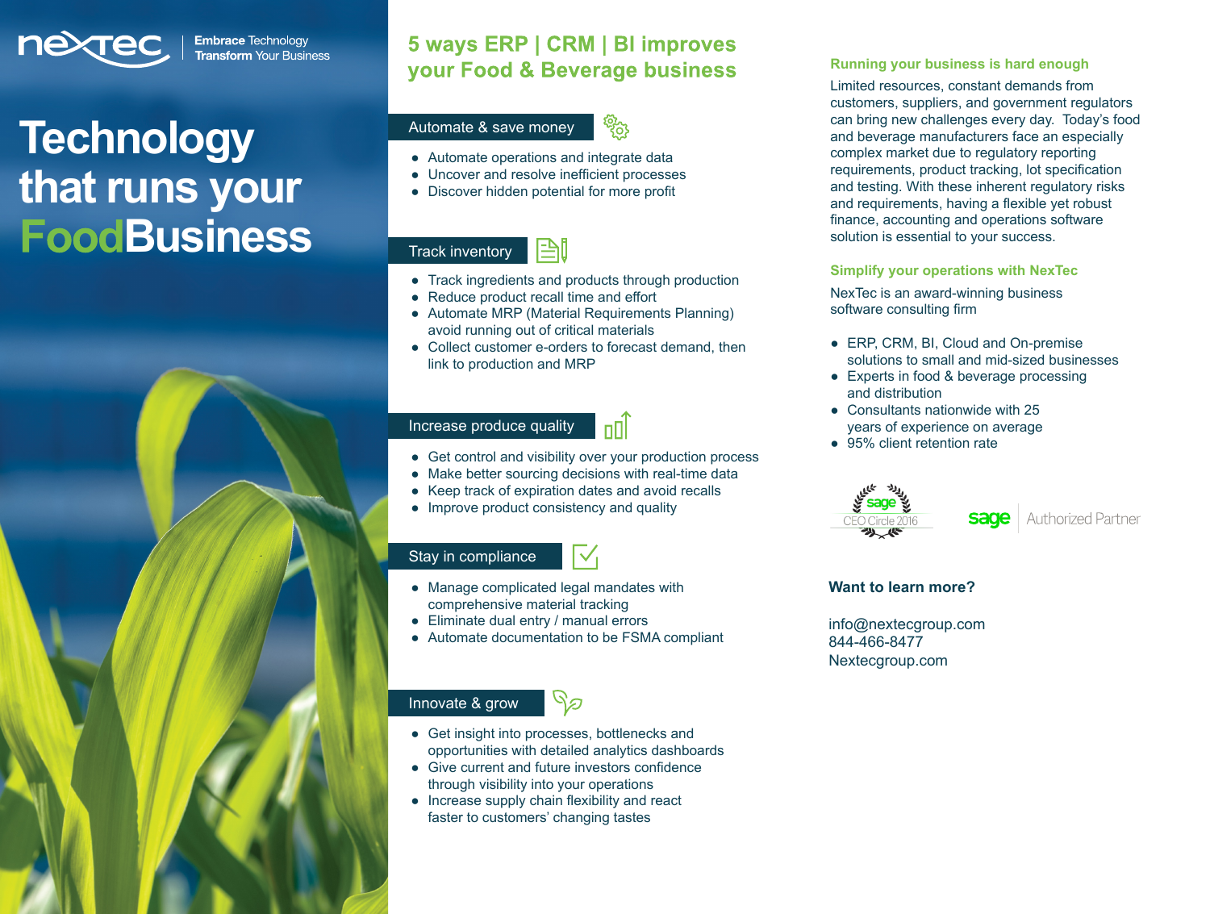nexTec | **Embrace** Technology **Transform** Your Business

# Technology that runs your FoodBusiness

## 5 ways ERP | CRM | BI improves your Food & Beverage business

### Automate & save money

- Automate operations and integrate data
- Uncover and resolve inefficient processes
- Discover hidden potential for more profit

### Track inventory

- Track ingredients and products through production
- Reduce product recall time and effort
- Automate MRP (Material Requirements Planning) avoid running out of critical materials
- Collect customer e-orders to forecast demand, then link to production and MRP

### Increase produce quality

- Get control and visibility over your production process
- Make better sourcing decisions with real-time data
- Keep track of expiration dates and avoid recalls
- Improve product consistency and quality

### Stay in compliance

- Manage complicated legal mandates with comprehensive material tracking
- Eliminate dual entry / manual errors
- Automate documentation to be FSMA compliant

### Innovate & grow

- Get insight into processes, bottlenecks and opportunities with detailed analytics dashboards
- Give current and future investors confidence through visibility into your operations
- Increase supply chain flexibility and react faster to customers' changing tastes

### Running your business is hard enough

Limited resources, constant demands from customers, suppliers, and government regulators can bring new challenges every day. Today's food and beverage manufacturers face an especially complex market due to regulatory reporting requirements, product tracking, lot specification and testing. With these inherent regulatory risks and requirements, having a flexible yet robust finance, accounting and operations software solution is essential to your success.

### Simplify your operations with NexTec

NexTec is an award-winning business software consulting firm

- ERP, CRM, BI, Cloud and On-premise solutions to small and mid-sized businesses
- Experts in food & beverage processing and distribution
- Consultants nationwide with 25 years of experience on average
- 95% client retention rate

sage CEO Circle 2016 | sage Authorized Partner

**Want to learn more?**

info@nextecgroup.com
844-466-8477
Nextecgroup.com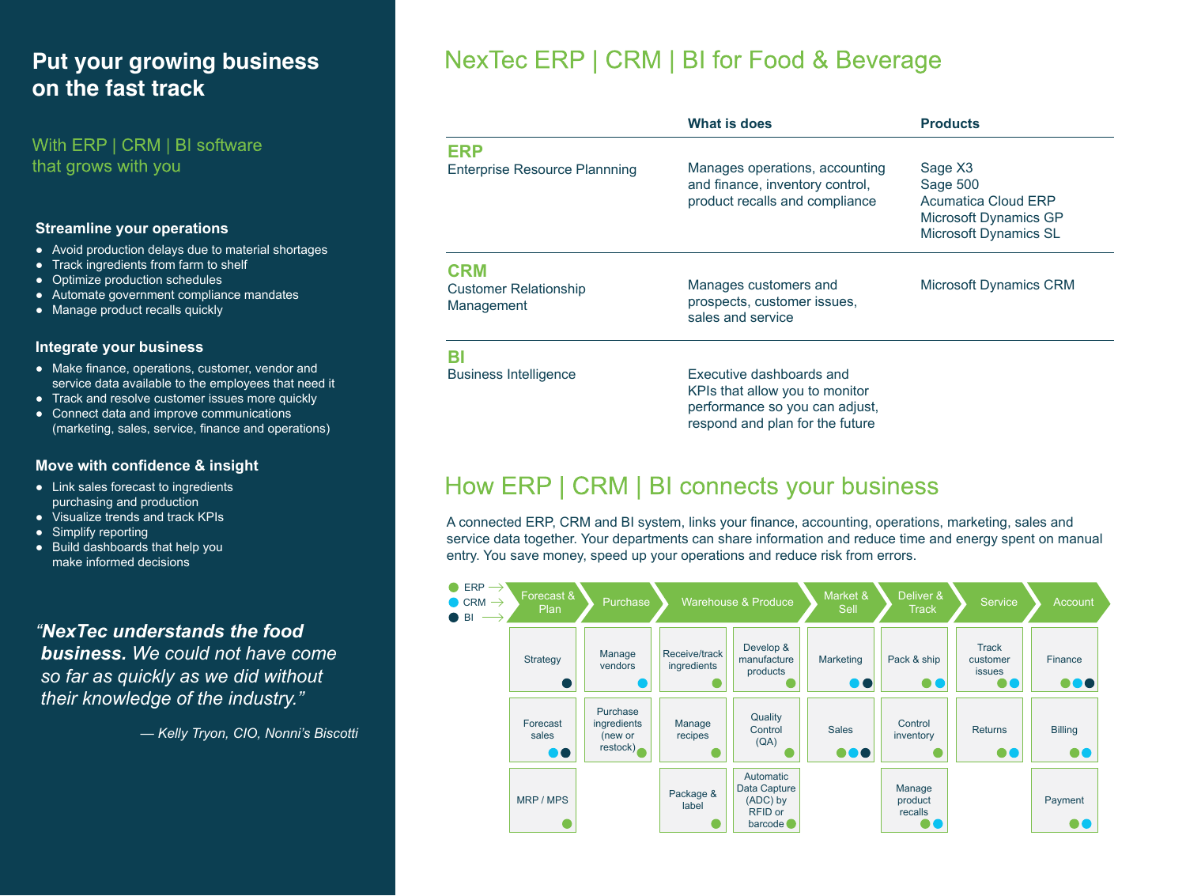# Put your growing business on the fast track

With ERP | CRM | BI software that grows with you

### Streamline your operations

- Avoid production delays due to material shortages
- Track ingredients from farm to shelf
- Optimize production schedules
- Automate government compliance mandates
- Manage product recalls quickly

### Integrate your business

- Make finance, operations, customer, vendor and service data available to the employees that need it
- Track and resolve customer issues more quickly
- Connect data and improve communications (marketing, sales, service, finance and operations)

### Move with confidence & insight

- Link sales forecast to ingredients purchasing and production
- Visualize trends and track KPIs
- Simplify reporting
- Build dashboards that help you make informed decisions

*"**NexTec understands the food business.** We could not have come so far as quickly as we did without their knowledge of the industry."*

*— Kelly Tryon, CIO, Nonni's Biscotti*

## NexTec ERP | CRM | BI for Food & Beverage

| | What is does | Products |
|---|---|---|
| **ERP**<br>Enterprise Resource Plannning | Manages operations, accounting and finance, inventory control, product recalls and compliance | Sage X3<br>Sage 500<br>Acumatica Cloud ERP<br>Microsoft Dynamics GP<br>Microsoft Dynamics SL |
| **CRM**<br>Customer Relationship Management | Manages customers and prospects, customer issues, sales and service | Microsoft Dynamics CRM |
| **BI**<br>Business Intelligence | Executive dashboards and KPIs that allow you to monitor performance so you can adjust, respond and plan for the future | |

## How ERP | CRM | BI connects your business

A connected ERP, CRM and BI system, links your finance, accounting, operations, marketing, sales and service data together. Your departments can share information and reduce time and energy spent on manual entry. You save money, speed up your operations and reduce risk from errors.

ERP →
CRM →
BI →

Forecast & Plan: Strategy; Forecast sales; MRP / MPS

Purchase: Manage vendors; Purchase ingredients (new or restock)

Warehouse & Produce: Receive/track ingredients; Develop & manufacture products; Manage recipes; Quality Control (QA); Package & label; Automatic Data Capture (ADC) by RFID or barcode

Market & Sell: Marketing; Sales

Deliver & Track: Pack & ship; Control inventory; Manage product recalls

Service: Track customer issues; Returns

Account: Finance; Billing; Payment